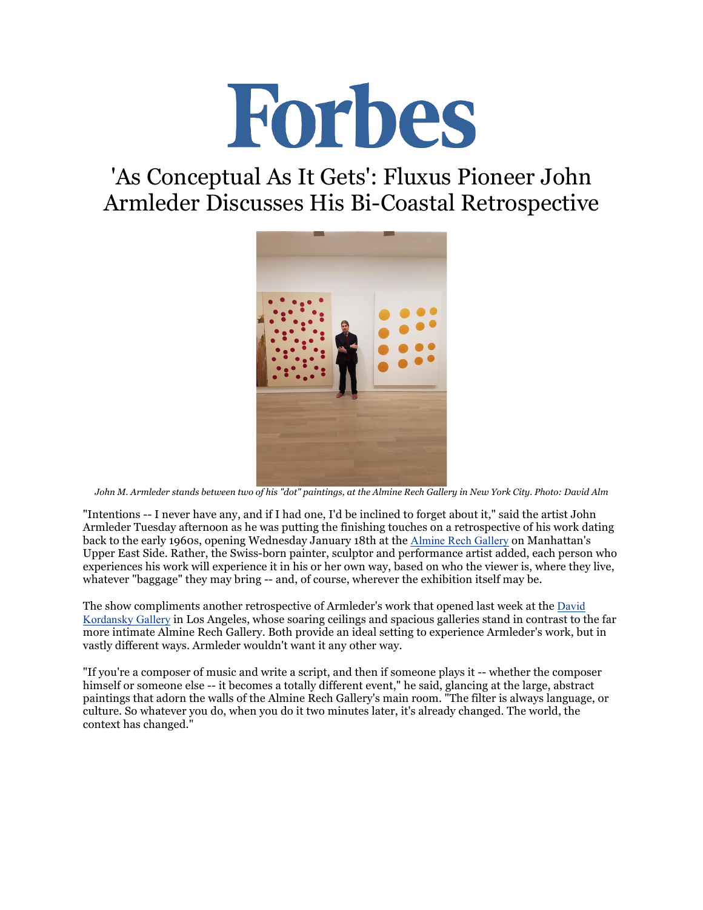# Forbes

## 'As Conceptual As It Gets': Fluxus Pioneer John Armleder Discusses His Bi-Coastal Retrospective

*John M. Armleder stands between two of his "dot" paintings, at the Almine Rech Gallery in New York City. Photo: David Alm*

"Intentions -- I never have any, and if I had one, I'd be inclined to forget about it," said the artist John Armleder Tuesday afternoon as he was putting the finishing touches on a retrospective of his work dating back to the early 1960s, opening Wednesday January 18th at the Almine Rech Gallery on Manhattan's Upper East Side. Rather, the Swiss-born painter, sculptor and performance artist added, each person who experiences his work will experience it in his or her own way, based on who the viewer is, where they live, whatever "baggage" they may bring -- and, of course, wherever the exhibition itself may be.

The show compliments another retrospective of Armleder's work that opened last week at the David Kordansky Gallery in Los Angeles, whose soaring ceilings and spacious galleries stand in contrast to the far more intimate Almine Rech Gallery. Both provide an ideal setting to experience Armleder's work, but in vastly different ways. Armleder wouldn't want it any other way.

"If you're a composer of music and write a script, and then if someone plays it -- whether the composer himself or someone else -- it becomes a totally different event," he said, glancing at the large, abstract paintings that adorn the walls of the Almine Rech Gallery's main room. "The filter is always language, or culture. So whatever you do, when you do it two minutes later, it's already changed. The world, the context has changed."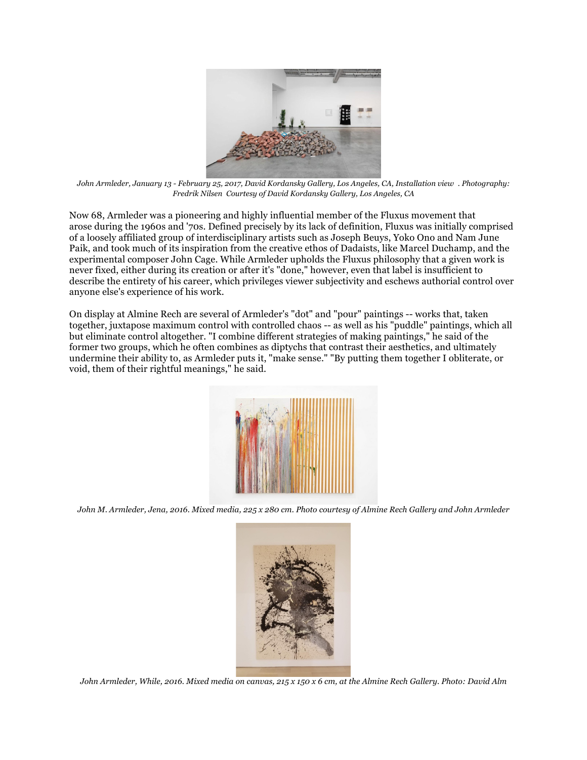*John Armleder, January 13 - February 25, 2017, David Kordansky Gallery, Los Angeles, CA, Installation view . Photography: Fredrik Nilsen Courtesy of David Kordansky Gallery, Los Angeles, CA*

Now 68, Armleder was a pioneering and highly influential member of the Fluxus movement that arose during the 1960s and '70s. Defined precisely by its lack of definition, Fluxus was initially comprised of a loosely affiliated group of interdisciplinary artists such as Joseph Beuys, Yoko Ono and Nam June Paik, and took much of its inspiration from the creative ethos of Dadaists, like Marcel Duchamp, and the experimental composer John Cage. While Armleder upholds the Fluxus philosophy that a given work is never fixed, either during its creation or after it's "done," however, even that label is insufficient to describe the entirety of his career, which privileges viewer subjectivity and eschews authorial control over anyone else's experience of his work.

On display at Almine Rech are several of Armleder's "dot" and "pour" paintings -- works that, taken together, juxtapose maximum control with controlled chaos -- as well as his "puddle" paintings, which all but eliminate control altogether. "I combine different strategies of making paintings," he said of the former two groups, which he often combines as diptychs that contrast their aesthetics, and ultimately undermine their ability to, as Armleder puts it, "make sense." "By putting them together I obliterate, or void, them of their rightful meanings," he said.

*John M. Armleder, Jena, 2016. Mixed media, 225 x 280 cm. Photo courtesy of Almine Rech Gallery and John Armleder*

*John Armleder, While, 2016. Mixed media on canvas, 215 x 150 x 6 cm, at the Almine Rech Gallery. Photo: David Alm*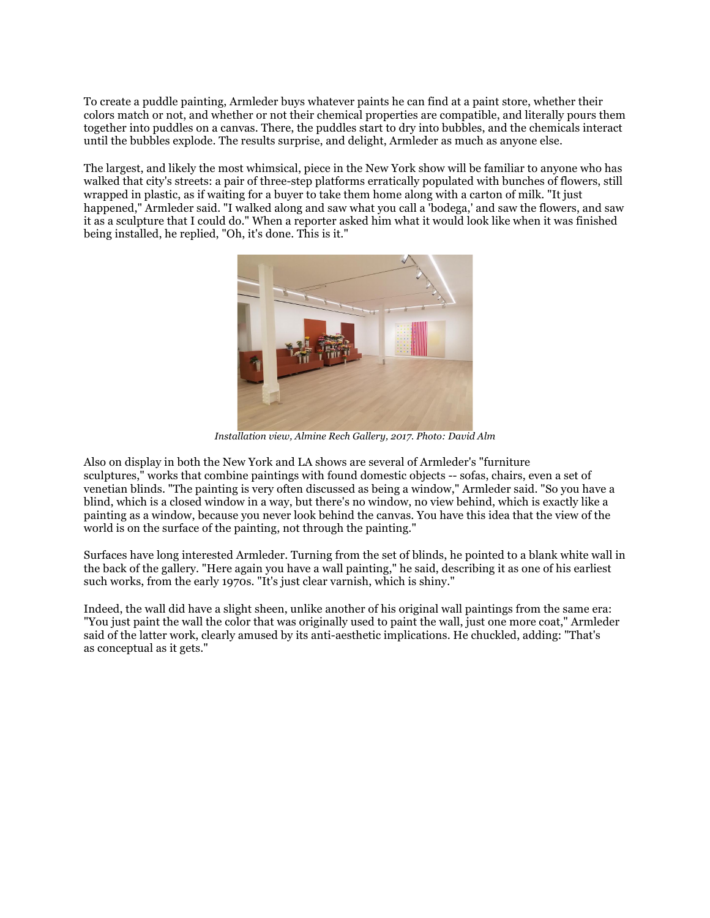To create a puddle painting, Armleder buys whatever paints he can find at a paint store, whether their colors match or not, and whether or not their chemical properties are compatible, and literally pours them together into puddles on a canvas. There, the puddles start to dry into bubbles, and the chemicals interact until the bubbles explode. The results surprise, and delight, Armleder as much as anyone else.

The largest, and likely the most whimsical, piece in the New York show will be familiar to anyone who has walked that city's streets: a pair of three-step platforms erratically populated with bunches of flowers, still wrapped in plastic, as if waiting for a buyer to take them home along with a carton of milk. "It just happened," Armleder said. "I walked along and saw what you call a 'bodega,' and saw the flowers, and saw it as a sculpture that I could do." When a reporter asked him what it would look like when it was finished being installed, he replied, "Oh, it's done. This is it."

*Installation view, Almine Rech Gallery, 2017. Photo: David Alm*

Also on display in both the New York and LA shows are several of Armleder's "furniture sculptures," works that combine paintings with found domestic objects -- sofas, chairs, even a set of venetian blinds. "The painting is very often discussed as being a window," Armleder said. "So you have a blind, which is a closed window in a way, but there's no window, no view behind, which is exactly like a painting as a window, because you never look behind the canvas. You have this idea that the view of the world is on the surface of the painting, not through the painting."

Surfaces have long interested Armleder. Turning from the set of blinds, he pointed to a blank white wall in the back of the gallery. "Here again you have a wall painting," he said, describing it as one of his earliest such works, from the early 1970s. "It's just clear varnish, which is shiny."

Indeed, the wall did have a slight sheen, unlike another of his original wall paintings from the same era: "You just paint the wall the color that was originally used to paint the wall, just one more coat," Armleder said of the latter work, clearly amused by its anti-aesthetic implications. He chuckled, adding: "That's as conceptual as it gets."